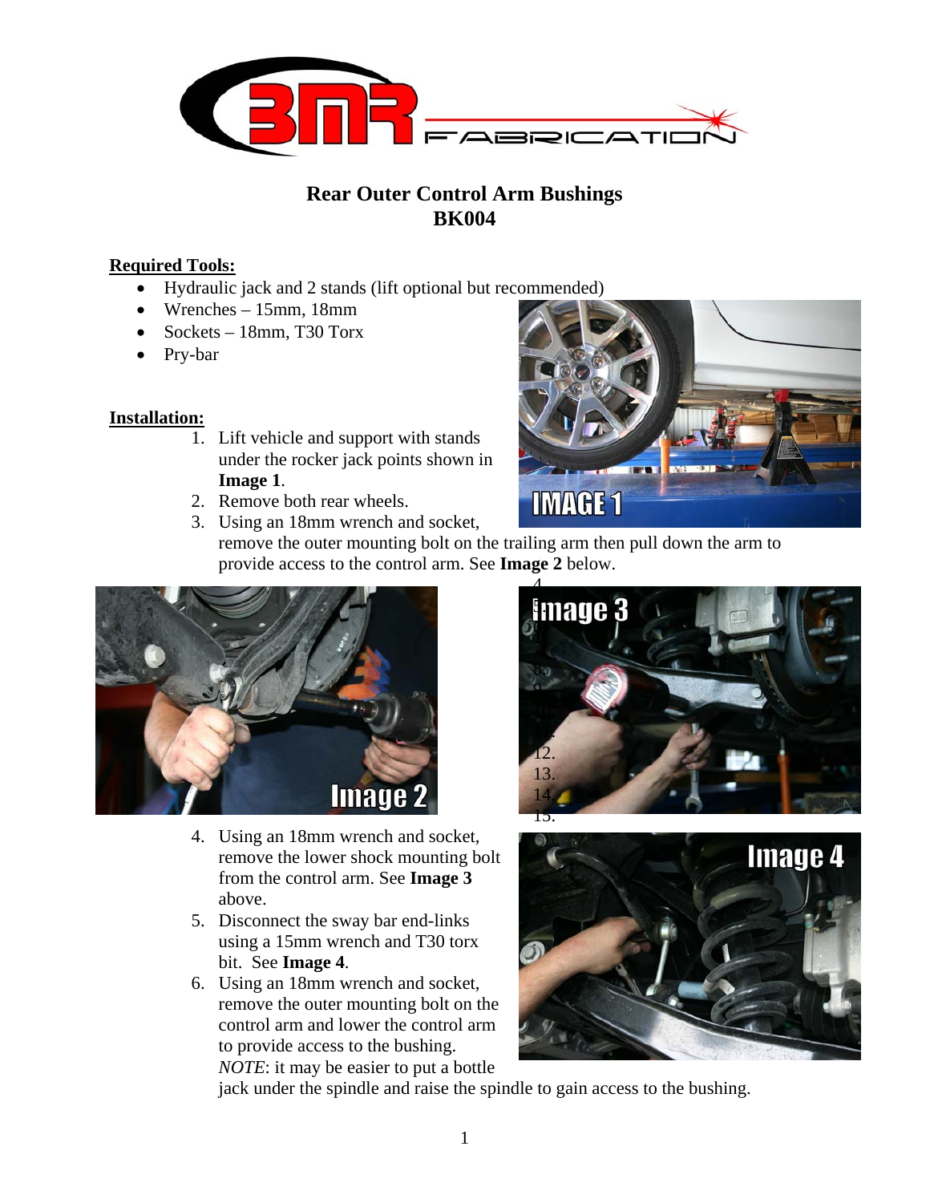# Rear Outer Control Arm Bushings
# BK004

**Required Tools:**

- Hydraulic jack and 2 stands (lift optional but recommended)
- Wrenches – 15mm, 18mm
- Sockets – 18mm, T30 Torx
- Pry-bar

**Installation:**

1. Lift vehicle and support with stands under the rocker jack points shown in **Image 1**.
2. Remove both rear wheels.
3. Using an 18mm wrench and socket, remove the outer mounting bolt on the trailing arm then pull down the arm to provide access to the control arm. See **Image 2** below.
4. Using an 18mm wrench and socket, remove the lower shock mounting bolt from the control arm. See **Image 3** above.
5. Disconnect the sway bar end-links using a 15mm wrench and T30 torx bit. See **Image 4**.
6. Using an 18mm wrench and socket, remove the outer mounting bolt on the control arm and lower the control arm to provide access to the bushing. *NOTE*: it may be easier to put a bottle jack under the spindle and raise the spindle to gain access to the bushing.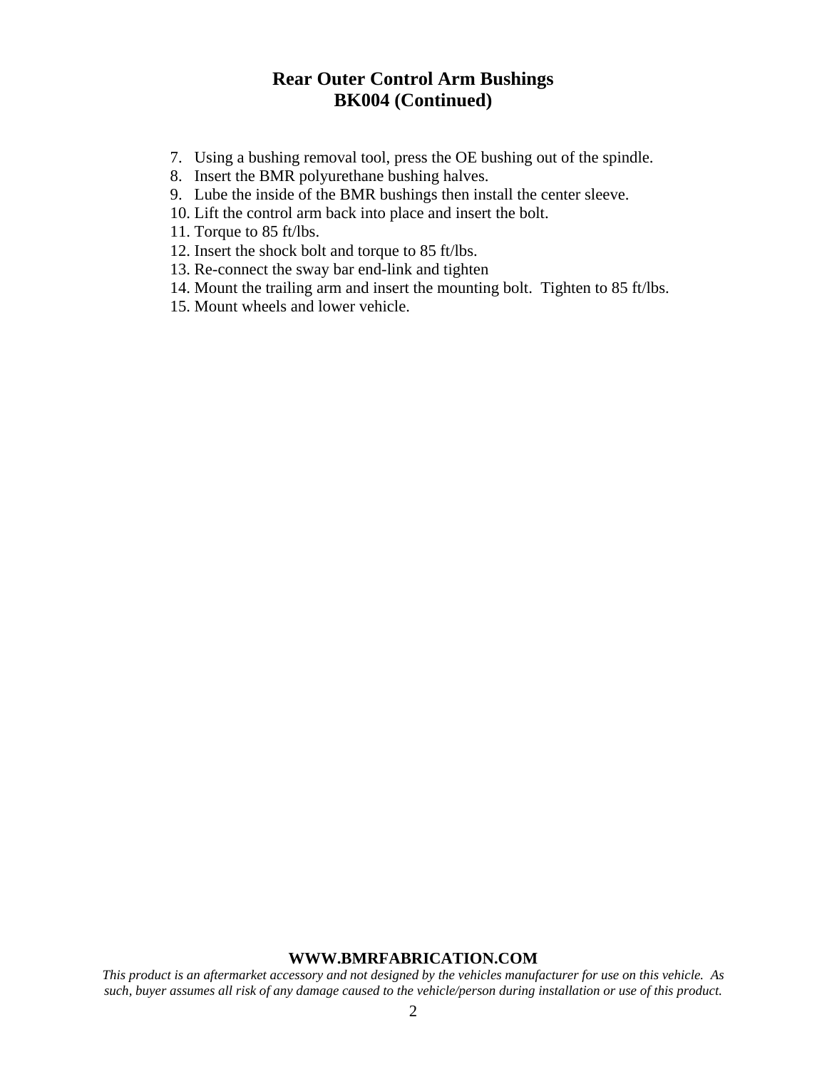# Rear Outer Control Arm Bushings
# BK004 (Continued)

7. Using a bushing removal tool, press the OE bushing out of the spindle.
8. Insert the BMR polyurethane bushing halves.
9. Lube the inside of the BMR bushings then install the center sleeve.
10. Lift the control arm back into place and insert the bolt.
11. Torque to 85 ft/lbs.
12. Insert the shock bolt and torque to 85 ft/lbs.
13. Re-connect the sway bar end-link and tighten
14. Mount the trailing arm and insert the mounting bolt.  Tighten to 85 ft/lbs.
15. Mount wheels and lower vehicle.

**WWW.BMRFABRICATION.COM**

*This product is an aftermarket accessory and not designed by the vehicles manufacturer for use on this vehicle.  As such, buyer assumes all risk of any damage caused to the vehicle/person during installation or use of this product.*